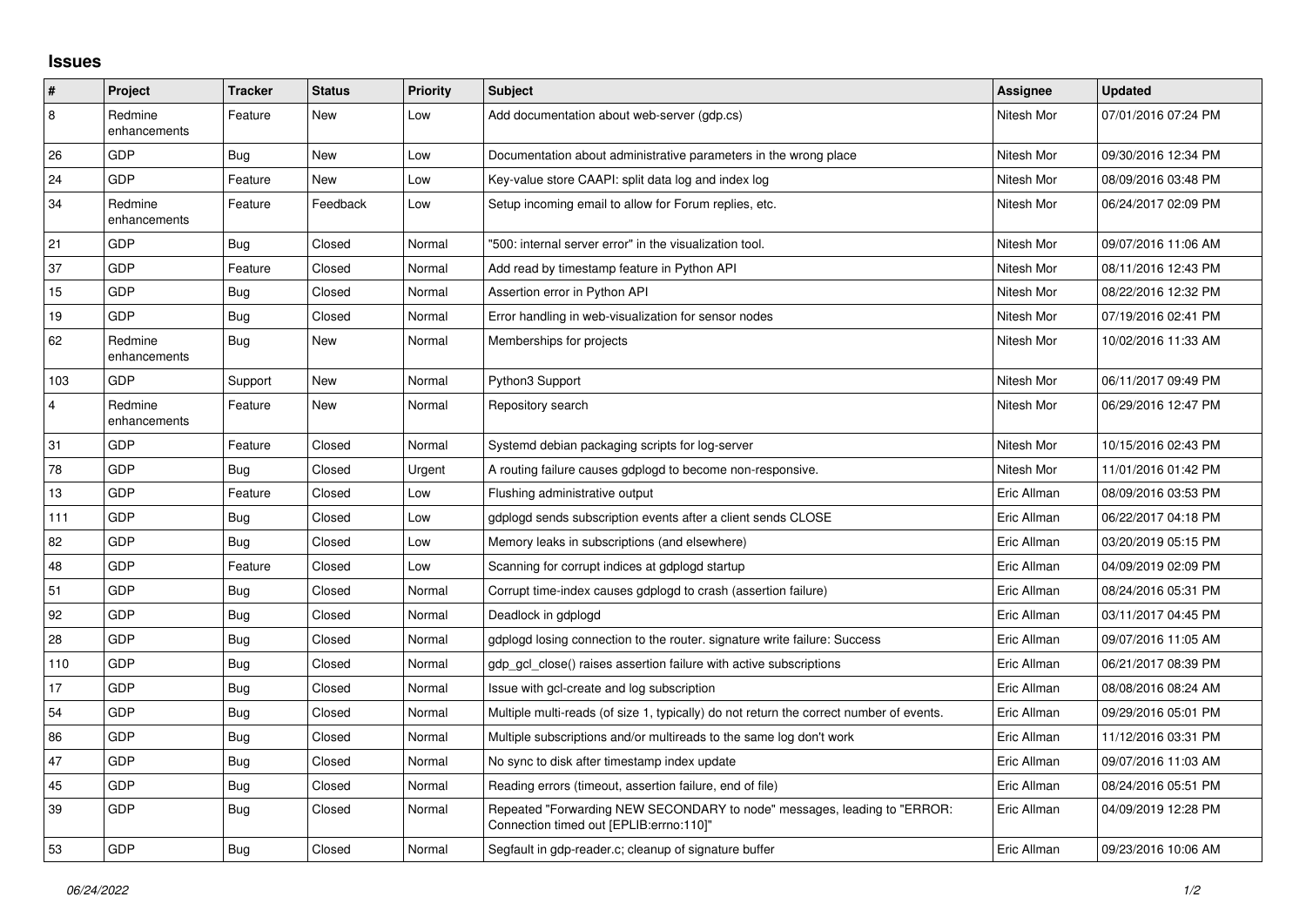## Issues

| # | Project | Tracker | Status | Priority | Subject | Assignee | Updated |
|---|---|---|---|---|---|---|---|
| 8 | Redmine enhancements | Feature | New | Low | Add documentation about web-server (gdp.cs) | Nitesh Mor | 07/01/2016 07:24 PM |
| 26 | GDP | Bug | New | Low | Documentation about administrative parameters in the wrong place | Nitesh Mor | 09/30/2016 12:34 PM |
| 24 | GDP | Feature | New | Low | Key-value store CAAPI: split data log and index log | Nitesh Mor | 08/09/2016 03:48 PM |
| 34 | Redmine enhancements | Feature | Feedback | Low | Setup incoming email to allow for Forum replies, etc. | Nitesh Mor | 06/24/2017 02:09 PM |
| 21 | GDP | Bug | Closed | Normal | "500: internal server error" in the visualization tool. | Nitesh Mor | 09/07/2016 11:06 AM |
| 37 | GDP | Feature | Closed | Normal | Add read by timestamp feature in Python API | Nitesh Mor | 08/11/2016 12:43 PM |
| 15 | GDP | Bug | Closed | Normal | Assertion error in Python API | Nitesh Mor | 08/22/2016 12:32 PM |
| 19 | GDP | Bug | Closed | Normal | Error handling in web-visualization for sensor nodes | Nitesh Mor | 07/19/2016 02:41 PM |
| 62 | Redmine enhancements | Bug | New | Normal | Memberships for projects | Nitesh Mor | 10/02/2016 11:33 AM |
| 103 | GDP | Support | New | Normal | Python3 Support | Nitesh Mor | 06/11/2017 09:49 PM |
| 4 | Redmine enhancements | Feature | New | Normal | Repository search | Nitesh Mor | 06/29/2016 12:47 PM |
| 31 | GDP | Feature | Closed | Normal | Systemd debian packaging scripts for log-server | Nitesh Mor | 10/15/2016 02:43 PM |
| 78 | GDP | Bug | Closed | Urgent | A routing failure causes gdplogd to become non-responsive. | Nitesh Mor | 11/01/2016 01:42 PM |
| 13 | GDP | Feature | Closed | Low | Flushing administrative output | Eric Allman | 08/09/2016 03:53 PM |
| 111 | GDP | Bug | Closed | Low | gdplogd sends subscription events after a client sends CLOSE | Eric Allman | 06/22/2017 04:18 PM |
| 82 | GDP | Bug | Closed | Low | Memory leaks in subscriptions (and elsewhere) | Eric Allman | 03/20/2019 05:15 PM |
| 48 | GDP | Feature | Closed | Low | Scanning for corrupt indices at gdplogd startup | Eric Allman | 04/09/2019 02:09 PM |
| 51 | GDP | Bug | Closed | Normal | Corrupt time-index causes gdplogd to crash (assertion failure) | Eric Allman | 08/24/2016 05:31 PM |
| 92 | GDP | Bug | Closed | Normal | Deadlock in gdplogd | Eric Allman | 03/11/2017 04:45 PM |
| 28 | GDP | Bug | Closed | Normal | gdplogd losing connection to the router. signature write failure: Success | Eric Allman | 09/07/2016 11:05 AM |
| 110 | GDP | Bug | Closed | Normal | gdp_gcl_close() raises assertion failure with active subscriptions | Eric Allman | 06/21/2017 08:39 PM |
| 17 | GDP | Bug | Closed | Normal | Issue with gcl-create and log subscription | Eric Allman | 08/08/2016 08:24 AM |
| 54 | GDP | Bug | Closed | Normal | Multiple multi-reads (of size 1, typically) do not return the correct number of events. | Eric Allman | 09/29/2016 05:01 PM |
| 86 | GDP | Bug | Closed | Normal | Multiple subscriptions and/or multireads to the same log don't work | Eric Allman | 11/12/2016 03:31 PM |
| 47 | GDP | Bug | Closed | Normal | No sync to disk after timestamp index update | Eric Allman | 09/07/2016 11:03 AM |
| 45 | GDP | Bug | Closed | Normal | Reading errors (timeout, assertion failure, end of file) | Eric Allman | 08/24/2016 05:51 PM |
| 39 | GDP | Bug | Closed | Normal | Repeated "Forwarding NEW SECONDARY to node" messages, leading to "ERROR: Connection timed out [EPLIB:errno:110]" | Eric Allman | 04/09/2019 12:28 PM |
| 53 | GDP | Bug | Closed | Normal | Segfault in gdp-reader.c; cleanup of signature buffer | Eric Allman | 09/23/2016 10:06 AM |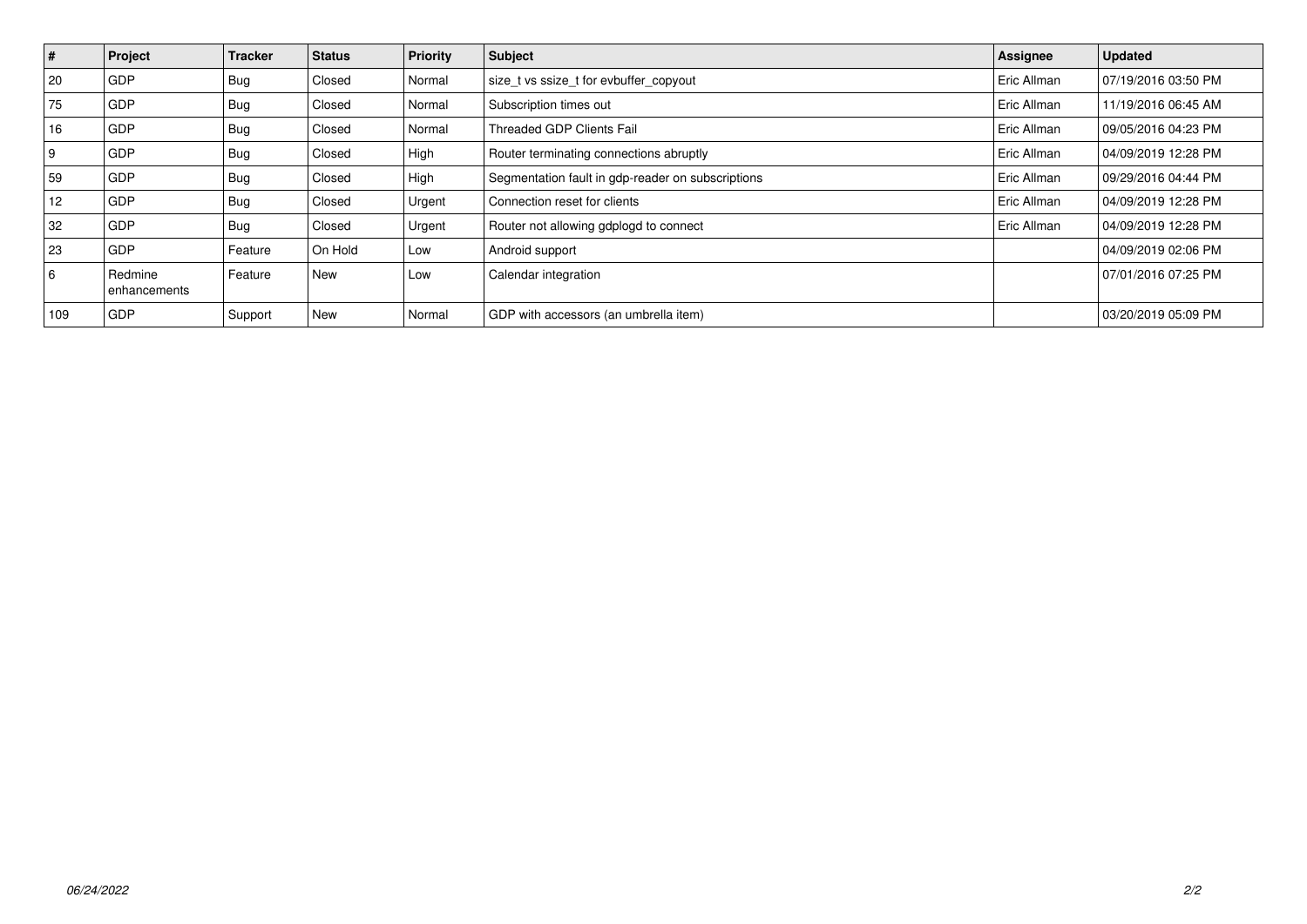| # | Project | Tracker | Status | Priority | Subject | Assignee | Updated |
|---|---|---|---|---|---|---|---|
| 20 | GDP | Bug | Closed | Normal | size_t vs ssize_t for evbuffer_copyout | Eric Allman | 07/19/2016 03:50 PM |
| 75 | GDP | Bug | Closed | Normal | Subscription times out | Eric Allman | 11/19/2016 06:45 AM |
| 16 | GDP | Bug | Closed | Normal | Threaded GDP Clients Fail | Eric Allman | 09/05/2016 04:23 PM |
| 9 | GDP | Bug | Closed | High | Router terminating connections abruptly | Eric Allman | 04/09/2019 12:28 PM |
| 59 | GDP | Bug | Closed | High | Segmentation fault in gdp-reader on subscriptions | Eric Allman | 09/29/2016 04:44 PM |
| 12 | GDP | Bug | Closed | Urgent | Connection reset for clients | Eric Allman | 04/09/2019 12:28 PM |
| 32 | GDP | Bug | Closed | Urgent | Router not allowing gdplogd to connect | Eric Allman | 04/09/2019 12:28 PM |
| 23 | GDP | Feature | On Hold | Low | Android support | | 04/09/2019 02:06 PM |
| 6 | Redmine enhancements | Feature | New | Low | Calendar integration | | 07/01/2016 07:25 PM |
| 109 | GDP | Support | New | Normal | GDP with accessors (an umbrella item) | | 03/20/2019 05:09 PM |

*06/24/2022*